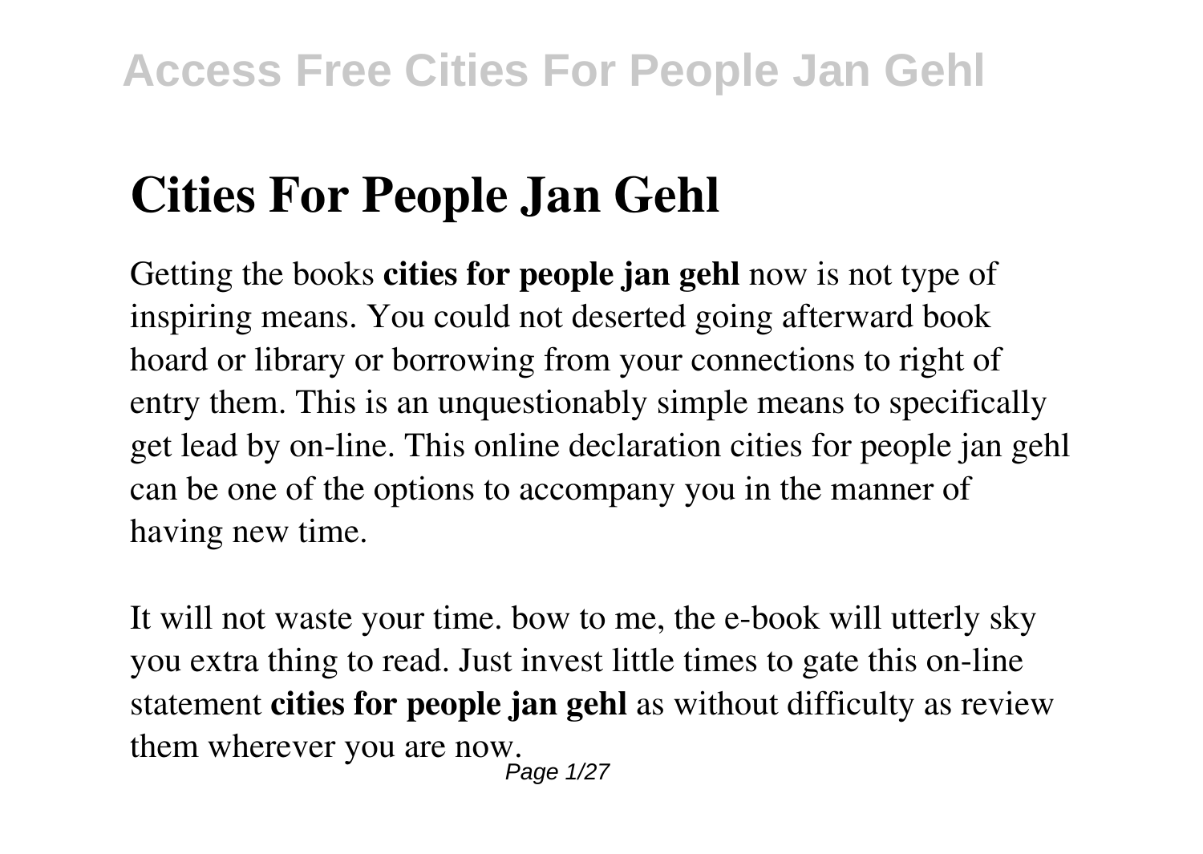# Cities For People Jan Gehl

Getting the books **cities for people jan gehl** now is not type of inspiring means. You could not deserted going afterward book hoard or library or borrowing from your connections to right of entry them. This is an unquestionably simple means to specifically get lead by on-line. This online declaration cities for people jan gehl can be one of the options to accompany you in the manner of having new time.

It will not waste your time. bow to me, the e-book will utterly sky you extra thing to read. Just invest little times to gate this on-line statement **cities for people jan gehl** as without difficulty as review them wherever you are now.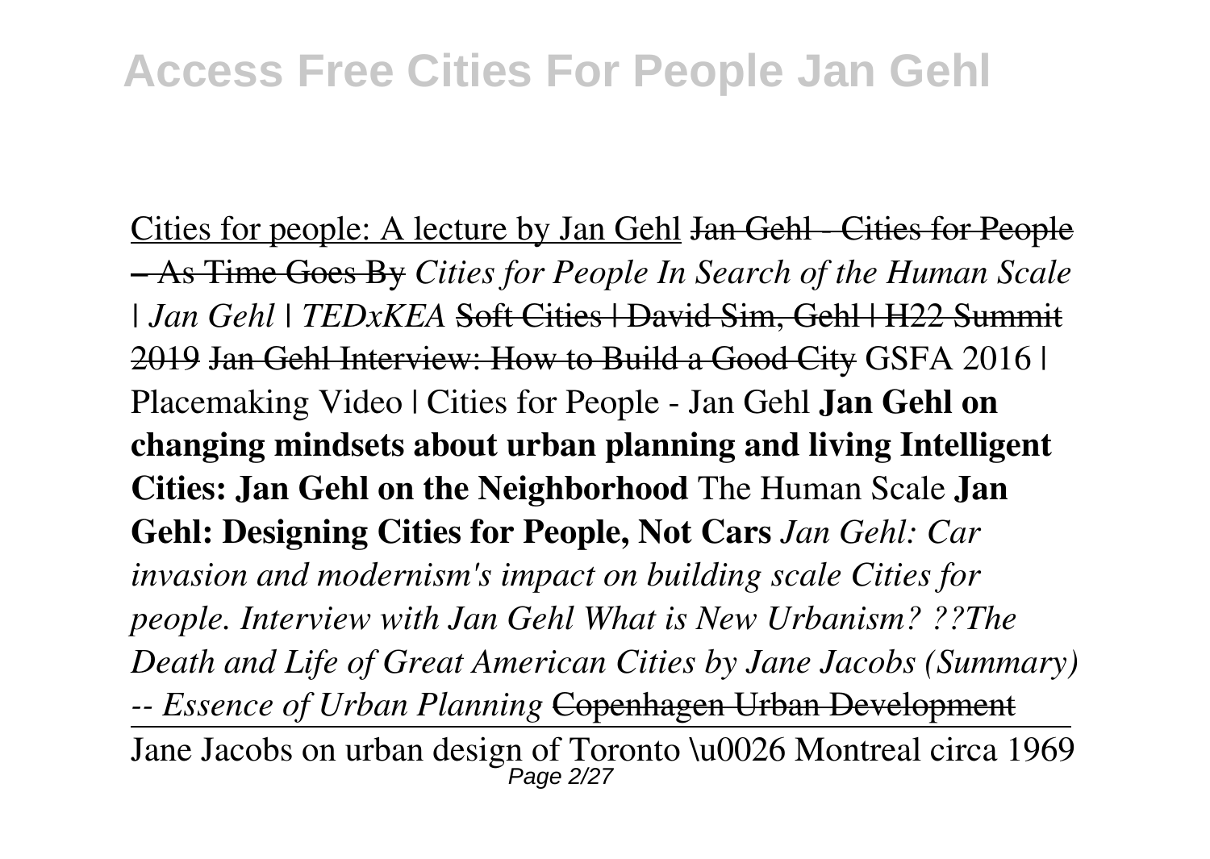Cities for people: A lecture by Jan Gehl ~~Jan Gehl - Cities for People – As Time Goes By~~ *Cities for People In Search of the Human Scale | Jan Gehl | TEDxKEA* ~~Soft Cities | David Sim, Gehl | H22 Summit 2019~~ ~~Jan Gehl Interview: How to Build a Good City~~ GSFA 2016 | Placemaking Video | Cities for People - Jan Gehl **Jan Gehl on changing mindsets about urban planning and living Intelligent Cities: Jan Gehl on the Neighborhood** The Human Scale **Jan Gehl: Designing Cities for People, Not Cars** *Jan Gehl: Car invasion and modernism's impact on building scale Cities for people. Interview with Jan Gehl What is New Urbanism? ??The Death and Life of Great American Cities by Jane Jacobs (Summary) -- Essence of Urban Planning* ~~Copenhagen Urban Development~~

Jane Jacobs on urban design of Toronto \u0026 Montreal circa 1969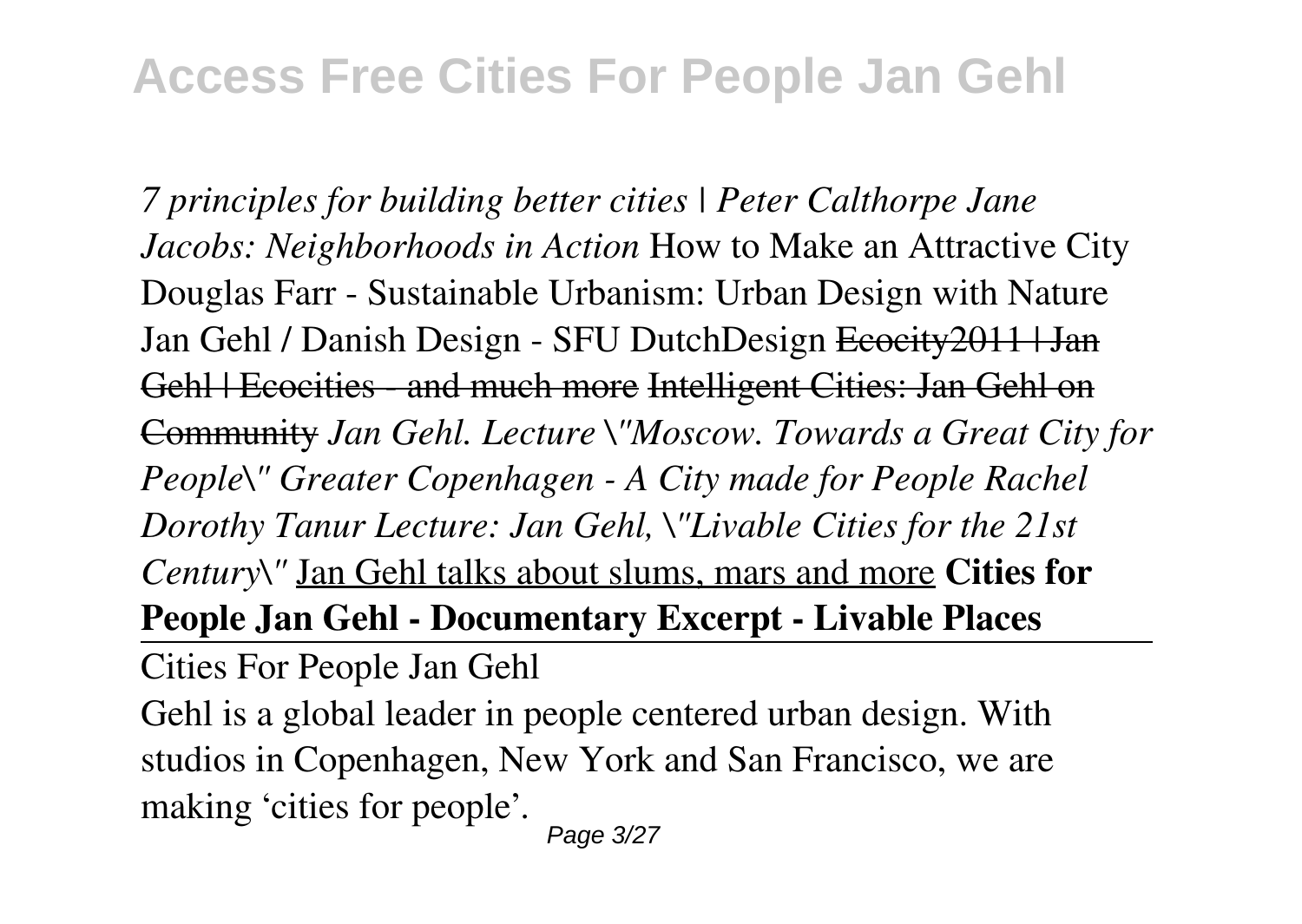*7 principles for building better cities | Peter Calthorpe Jane Jacobs: Neighborhoods in Action* How to Make an Attractive City Douglas Farr - Sustainable Urbanism: Urban Design with Nature Jan Gehl / Danish Design - SFU DutchDesign ~~Ecocity2011 | Jan Gehl | Ecocities - and much more~~ ~~Intelligent Cities: Jan Gehl on Community~~ *Jan Gehl. Lecture \"Moscow. Towards a Great City for People\" Greater Copenhagen - A City made for People Rachel Dorothy Tanur Lecture: Jan Gehl, \"Livable Cities for the 21st Century\"* <u>Jan Gehl talks about slums, mars and more</u> **Cities for People Jan Gehl - Documentary Excerpt - Livable Places**

Cities For People Jan Gehl

Gehl is a global leader in people centered urban design. With studios in Copenhagen, New York and San Francisco, we are making 'cities for people'.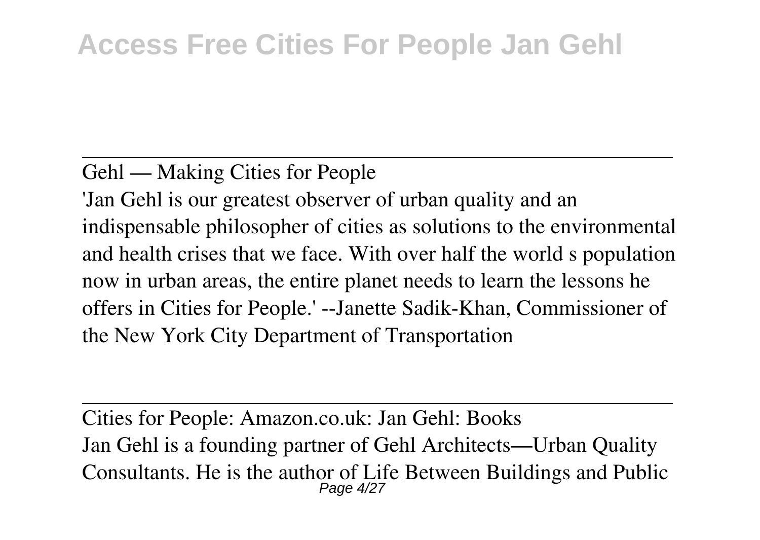Gehl — Making Cities for People

'Jan Gehl is our greatest observer of urban quality and an indispensable philosopher of cities as solutions to the environmental and health crises that we face. With over half the world s population now in urban areas, the entire planet needs to learn the lessons he offers in Cities for People.' --Janette Sadik-Khan, Commissioner of the New York City Department of Transportation

Cities for People: Amazon.co.uk: Jan Gehl: Books

Jan Gehl is a founding partner of Gehl Architects—Urban Quality Consultants. He is the author of Life Between Buildings and Public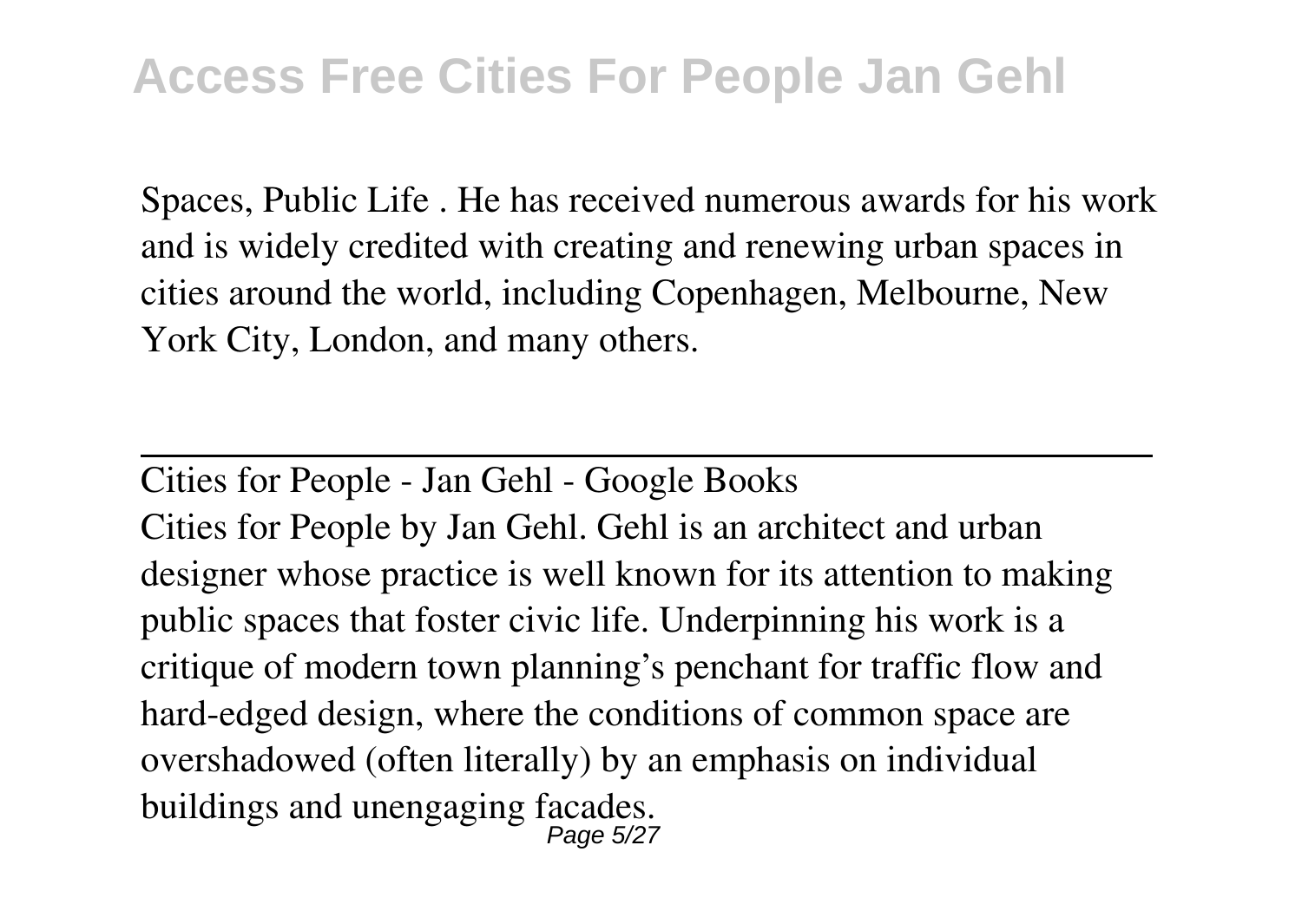Spaces, Public Life . He has received numerous awards for his work and is widely credited with creating and renewing urban spaces in cities around the world, including Copenhagen, Melbourne, New York City, London, and many others.

---

Cities for People - Jan Gehl - Google Books

Cities for People by Jan Gehl. Gehl is an architect and urban designer whose practice is well known for its attention to making public spaces that foster civic life. Underpinning his work is a critique of modern town planning's penchant for traffic flow and hard-edged design, where the conditions of common space are overshadowed (often literally) by an emphasis on individual buildings and unengaging facades.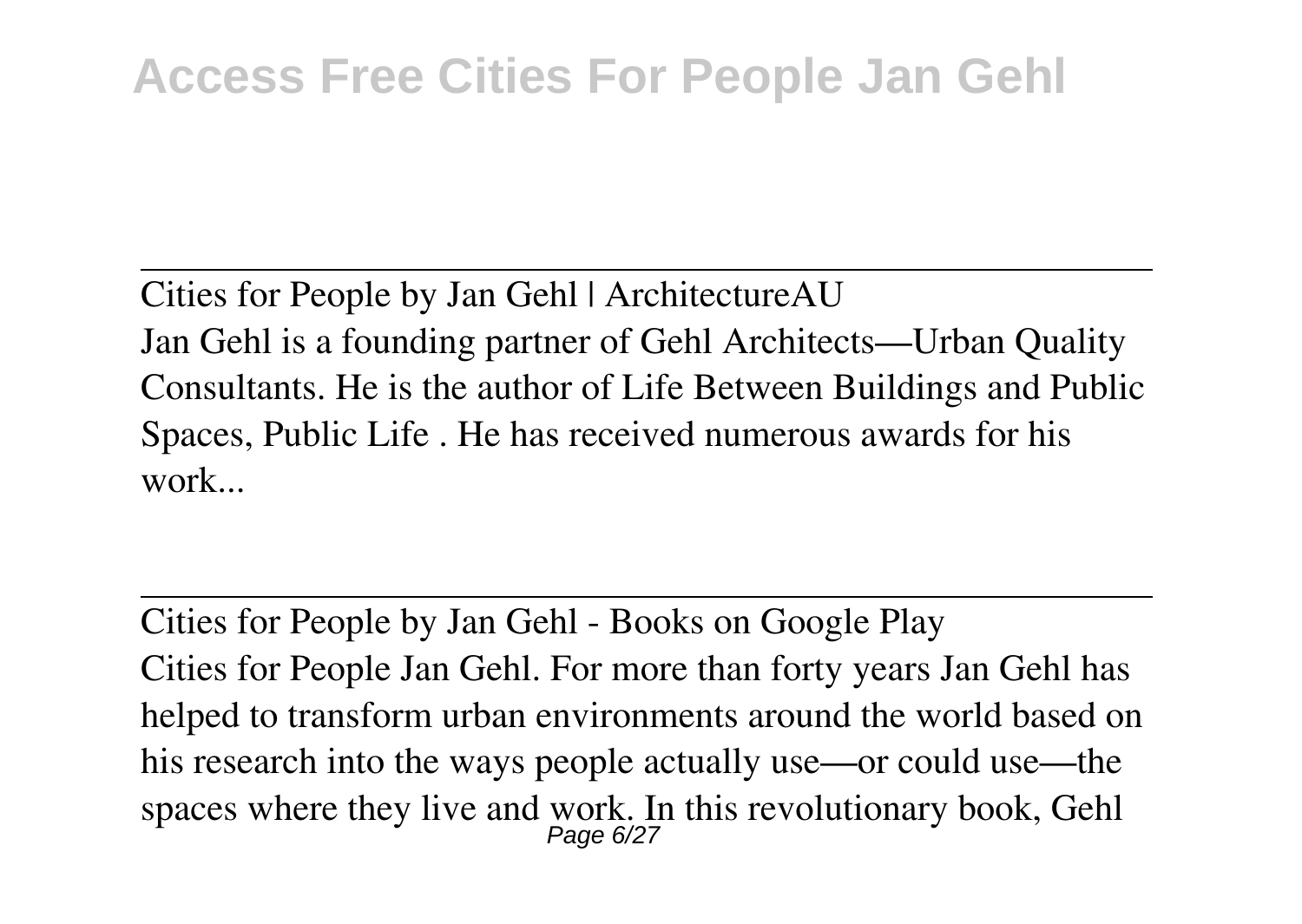Cities for People by Jan Gehl | ArchitectureAU

Jan Gehl is a founding partner of Gehl Architects—Urban Quality Consultants. He is the author of Life Between Buildings and Public Spaces, Public Life . He has received numerous awards for his work...

Cities for People by Jan Gehl - Books on Google Play

Cities for People Jan Gehl. For more than forty years Jan Gehl has helped to transform urban environments around the world based on his research into the ways people actually use—or could use—the spaces where they live and work. In this revolutionary book, Gehl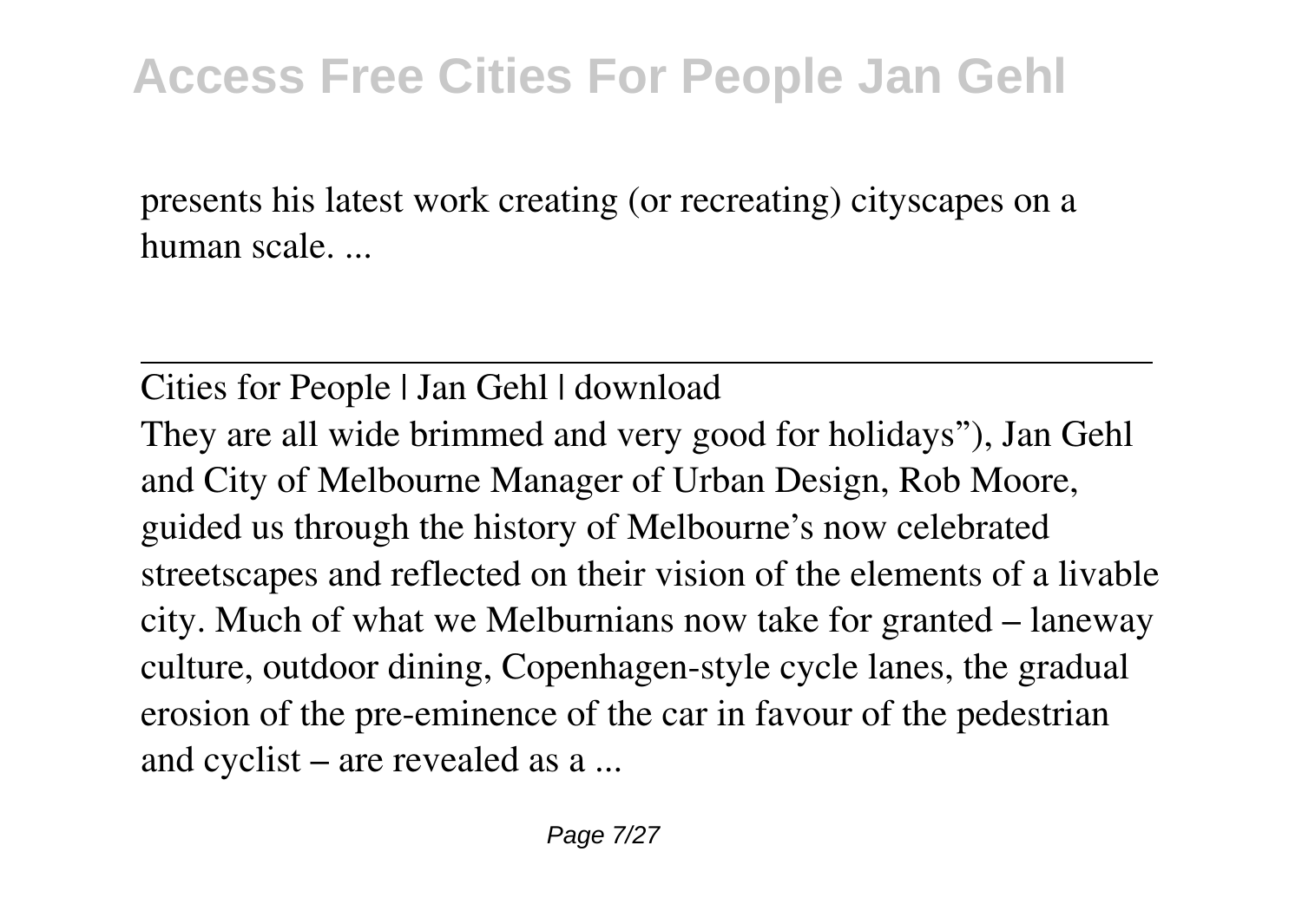presents his latest work creating (or recreating) cityscapes on a human scale. ...

---

Cities for People | Jan Gehl | download

They are all wide brimmed and very good for holidays"), Jan Gehl and City of Melbourne Manager of Urban Design, Rob Moore, guided us through the history of Melbourne's now celebrated streetscapes and reflected on their vision of the elements of a livable city. Much of what we Melburnians now take for granted – laneway culture, outdoor dining, Copenhagen-style cycle lanes, the gradual erosion of the pre-eminence of the car in favour of the pedestrian and cyclist – are revealed as a ...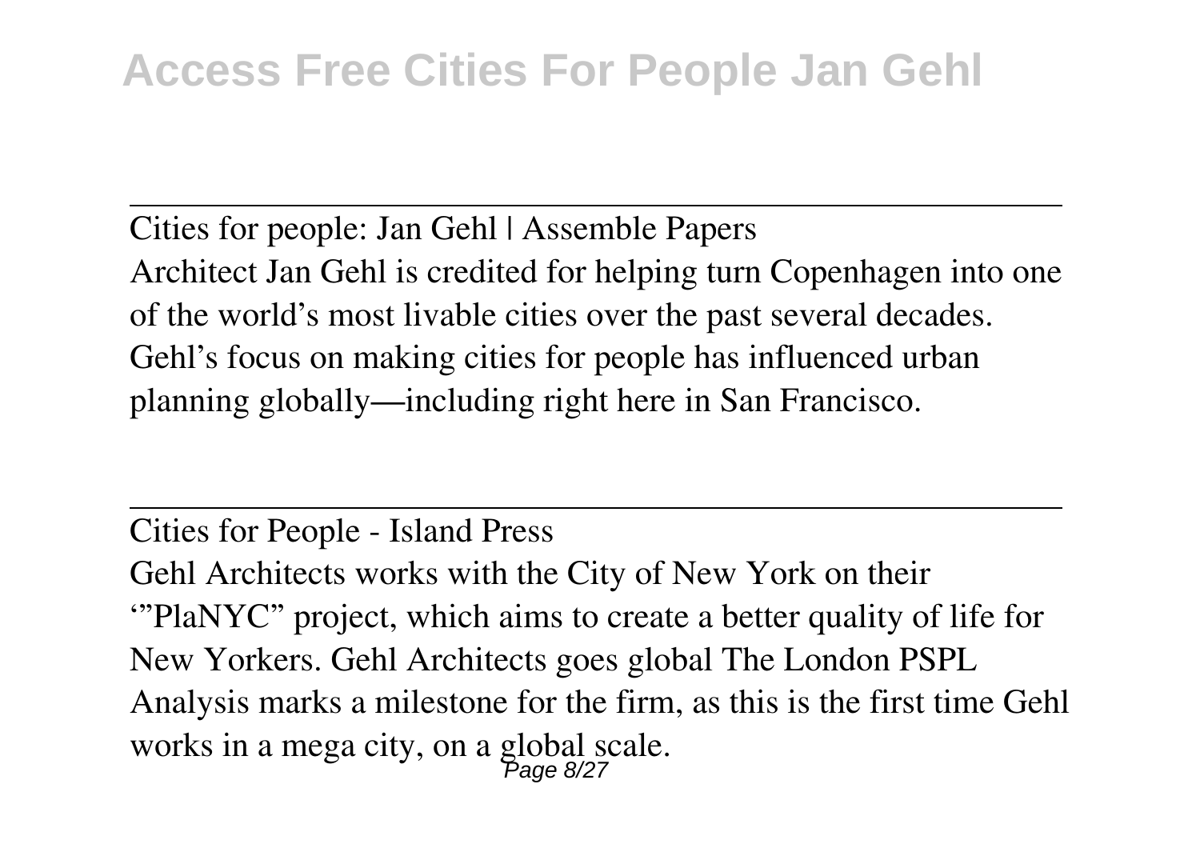Cities for people: Jan Gehl | Assemble Papers

Architect Jan Gehl is credited for helping turn Copenhagen into one of the world's most livable cities over the past several decades. Gehl's focus on making cities for people has influenced urban planning globally—including right here in San Francisco.

---

Cities for People - Island Press

Gehl Architects works with the City of New York on their '"PlaNYC" project, which aims to create a better quality of life for New Yorkers. Gehl Architects goes global The London PSPL Analysis marks a milestone for the firm, as this is the first time Gehl works in a mega city, on a global scale.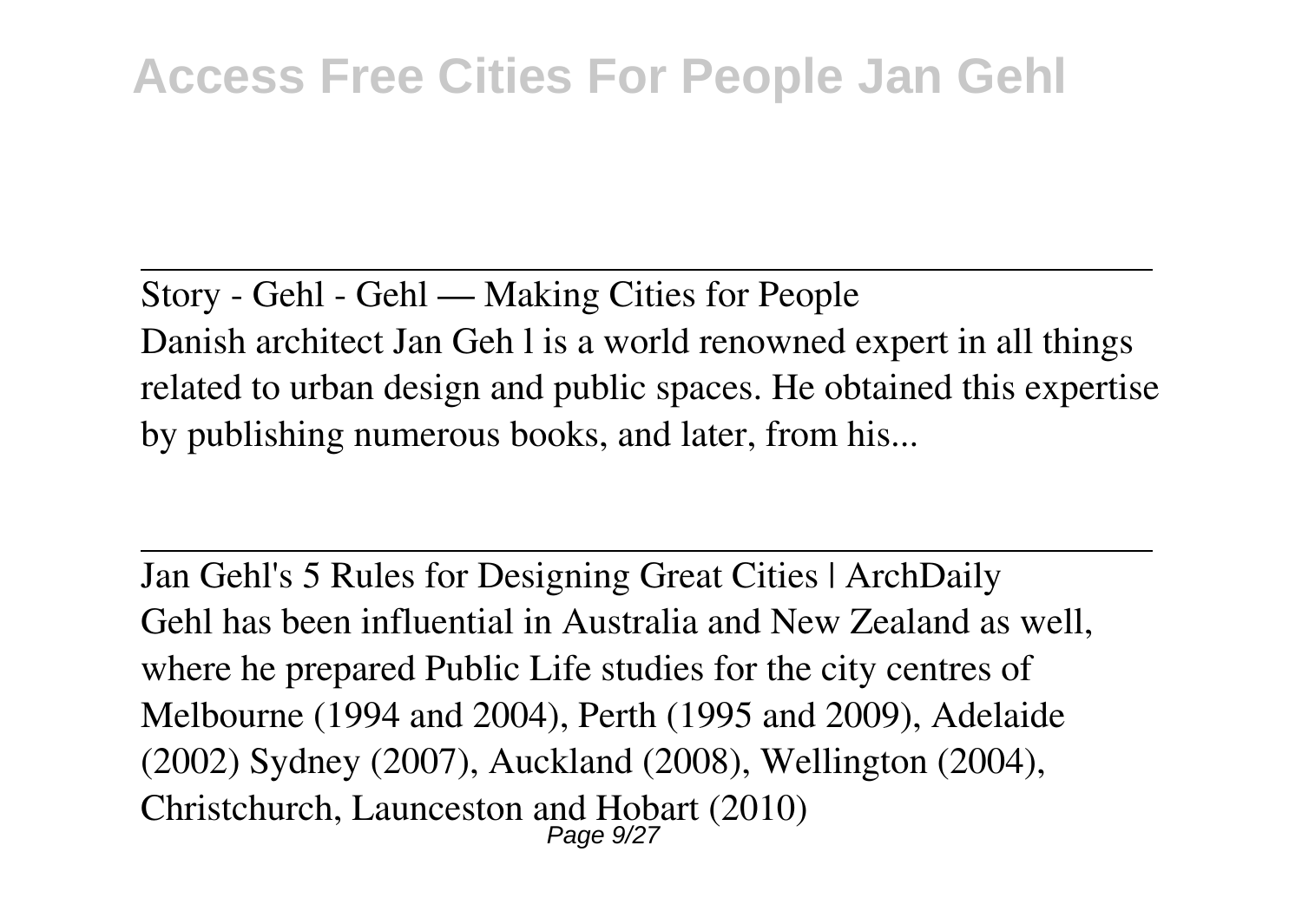Story - Gehl - Gehl — Making Cities for People

Danish architect Jan Geh l is a world renowned expert in all things related to urban design and public spaces. He obtained this expertise by publishing numerous books, and later, from his...

Jan Gehl's 5 Rules for Designing Great Cities | ArchDaily

Gehl has been influential in Australia and New Zealand as well, where he prepared Public Life studies for the city centres of Melbourne (1994 and 2004), Perth (1995 and 2009), Adelaide (2002) Sydney (2007), Auckland (2008), Wellington (2004), Christchurch, Launceston and Hobart (2010)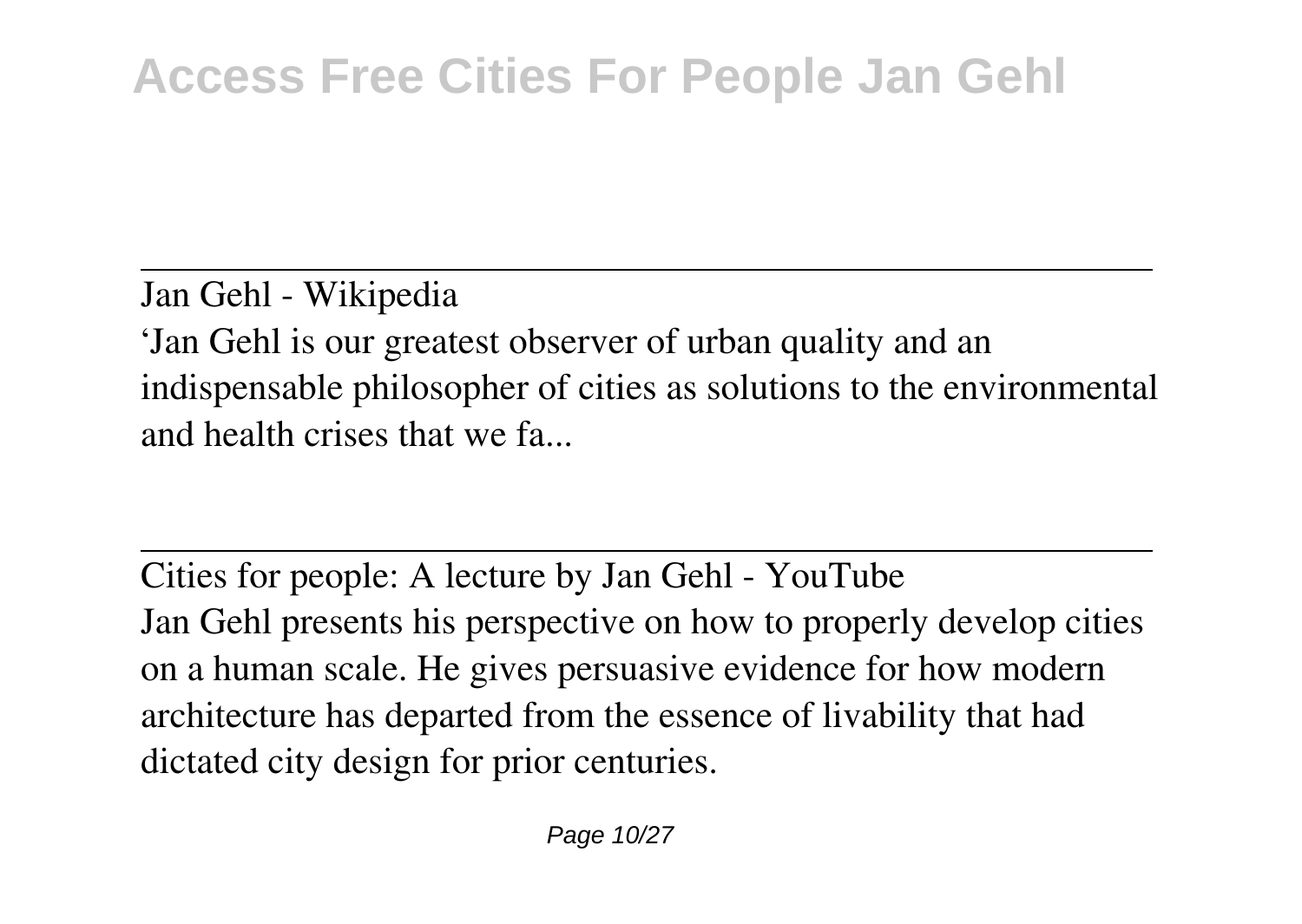Jan Gehl - Wikipedia

'Jan Gehl is our greatest observer of urban quality and an indispensable philosopher of cities as solutions to the environmental and health crises that we fa...

Cities for people: A lecture by Jan Gehl - YouTube

Jan Gehl presents his perspective on how to properly develop cities on a human scale. He gives persuasive evidence for how modern architecture has departed from the essence of livability that had dictated city design for prior centuries.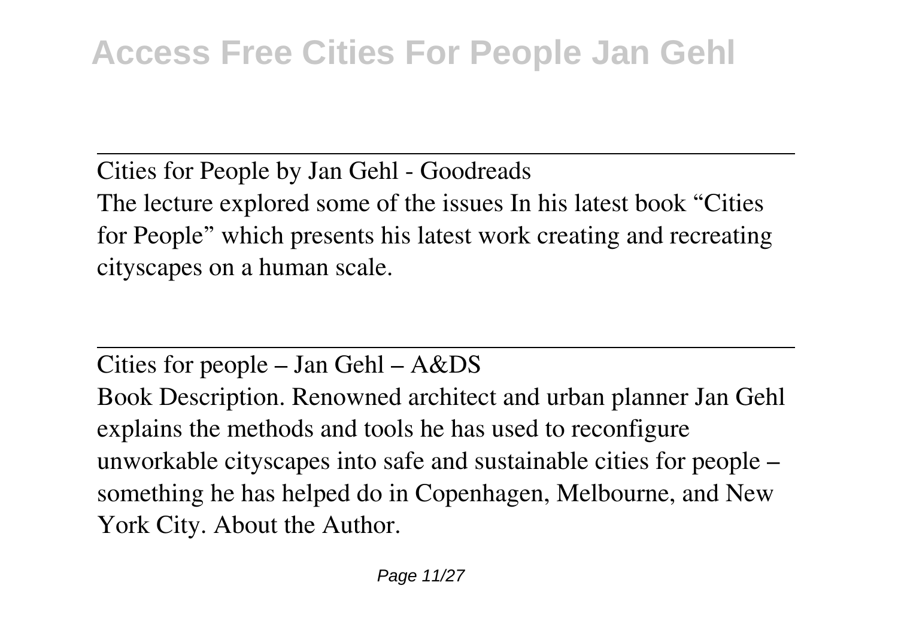Cities for People by Jan Gehl - Goodreads

The lecture explored some of the issues In his latest book “Cities for People” which presents his latest work creating and recreating cityscapes on a human scale.

---

Cities for people – Jan Gehl – A&DS

Book Description. Renowned architect and urban planner Jan Gehl explains the methods and tools he has used to reconfigure unworkable cityscapes into safe and sustainable cities for people – something he has helped do in Copenhagen, Melbourne, and New York City. About the Author.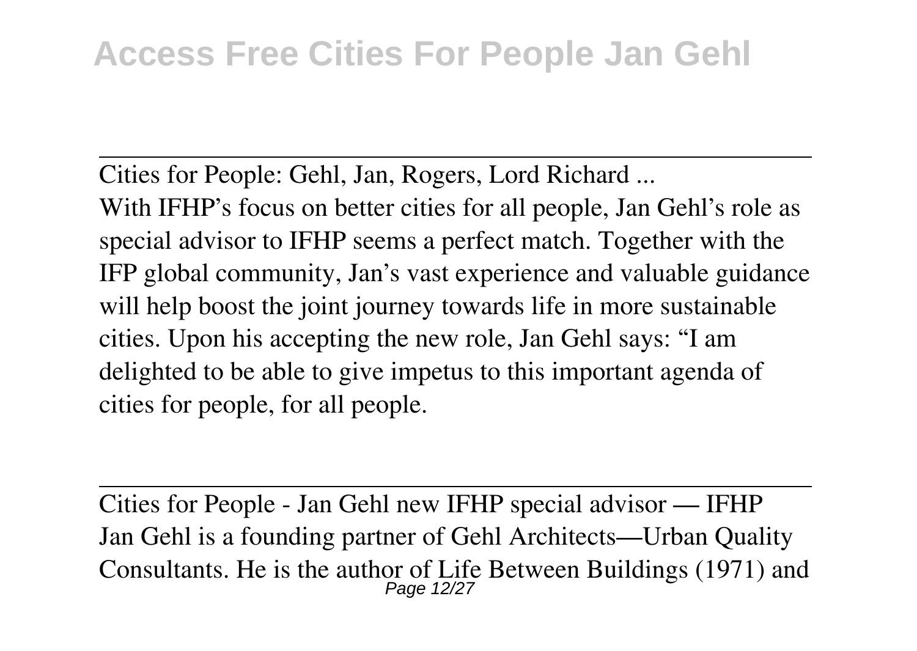Cities for People: Gehl, Jan, Rogers, Lord Richard ...

With IFHP's focus on better cities for all people, Jan Gehl's role as special advisor to IFHP seems a perfect match. Together with the IFP global community, Jan's vast experience and valuable guidance will help boost the joint journey towards life in more sustainable cities. Upon his accepting the new role, Jan Gehl says: "I am delighted to be able to give impetus to this important agenda of cities for people, for all people.

Cities for People - Jan Gehl new IFHP special advisor — IFHP

Jan Gehl is a founding partner of Gehl Architects—Urban Quality Consultants. He is the author of Life Between Buildings (1971) and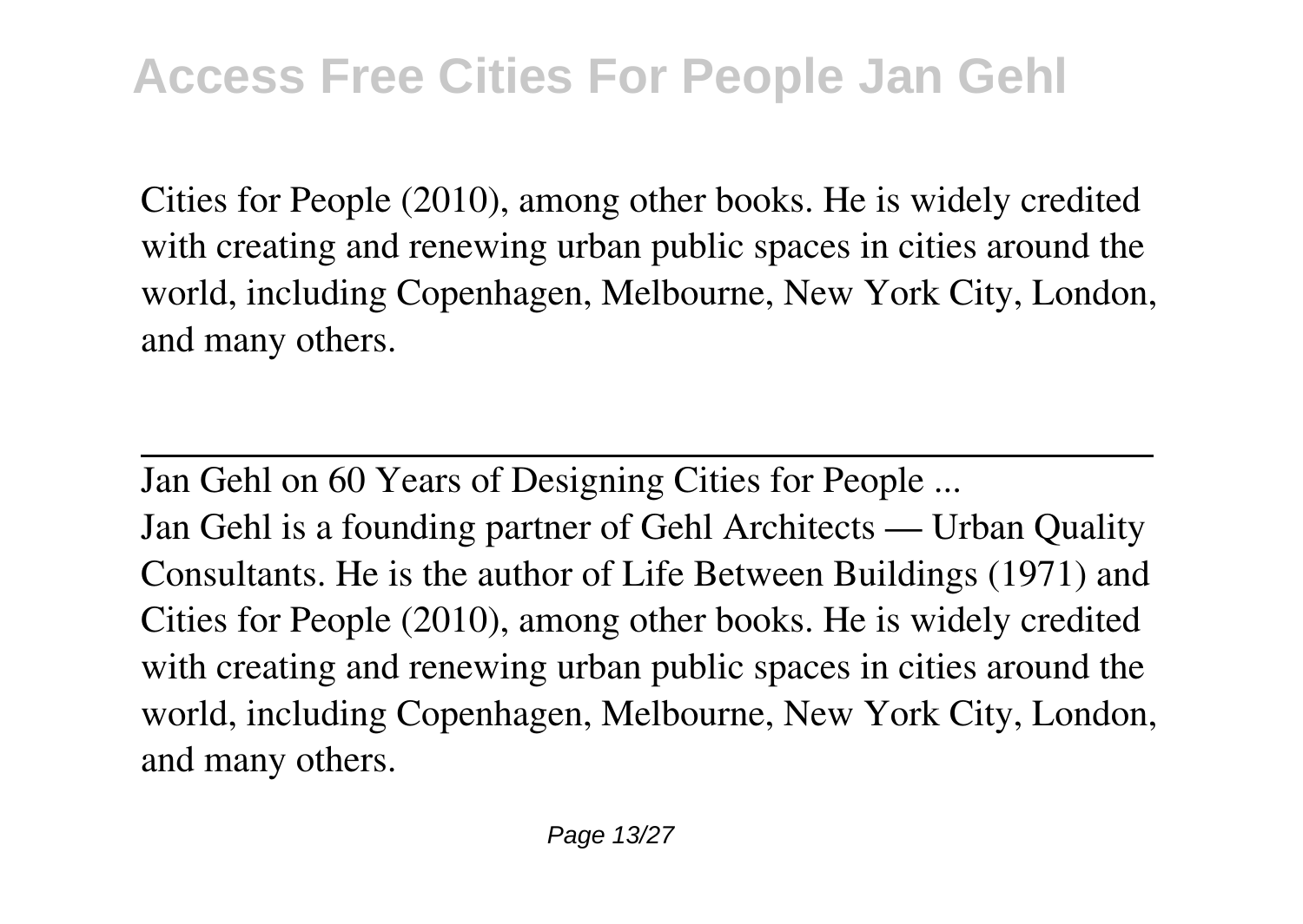Cities for People (2010), among other books. He is widely credited with creating and renewing urban public spaces in cities around the world, including Copenhagen, Melbourne, New York City, London, and many others.

---

Jan Gehl on 60 Years of Designing Cities for People ...

Jan Gehl is a founding partner of Gehl Architects — Urban Quality Consultants. He is the author of Life Between Buildings (1971) and Cities for People (2010), among other books. He is widely credited with creating and renewing urban public spaces in cities around the world, including Copenhagen, Melbourne, New York City, London, and many others.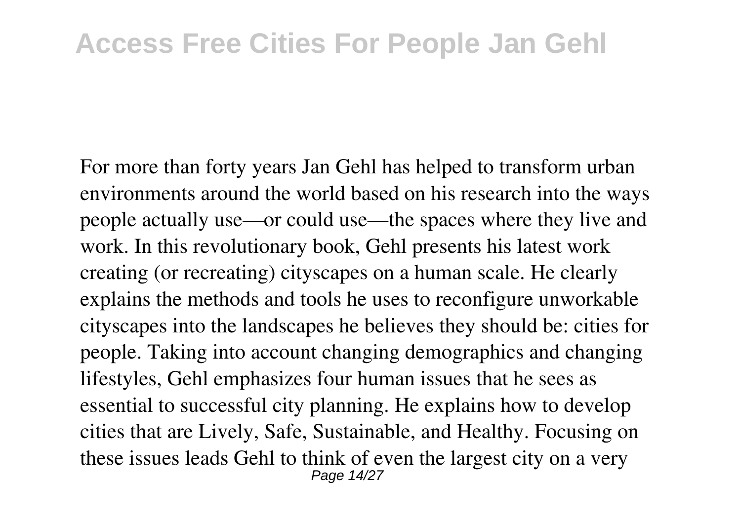For more than forty years Jan Gehl has helped to transform urban environments around the world based on his research into the ways people actually use—or could use—the spaces where they live and work. In this revolutionary book, Gehl presents his latest work creating (or recreating) cityscapes on a human scale. He clearly explains the methods and tools he uses to reconfigure unworkable cityscapes into the landscapes he believes they should be: cities for people. Taking into account changing demographics and changing lifestyles, Gehl emphasizes four human issues that he sees as essential to successful city planning. He explains how to develop cities that are Lively, Safe, Sustainable, and Healthy. Focusing on these issues leads Gehl to think of even the largest city on a very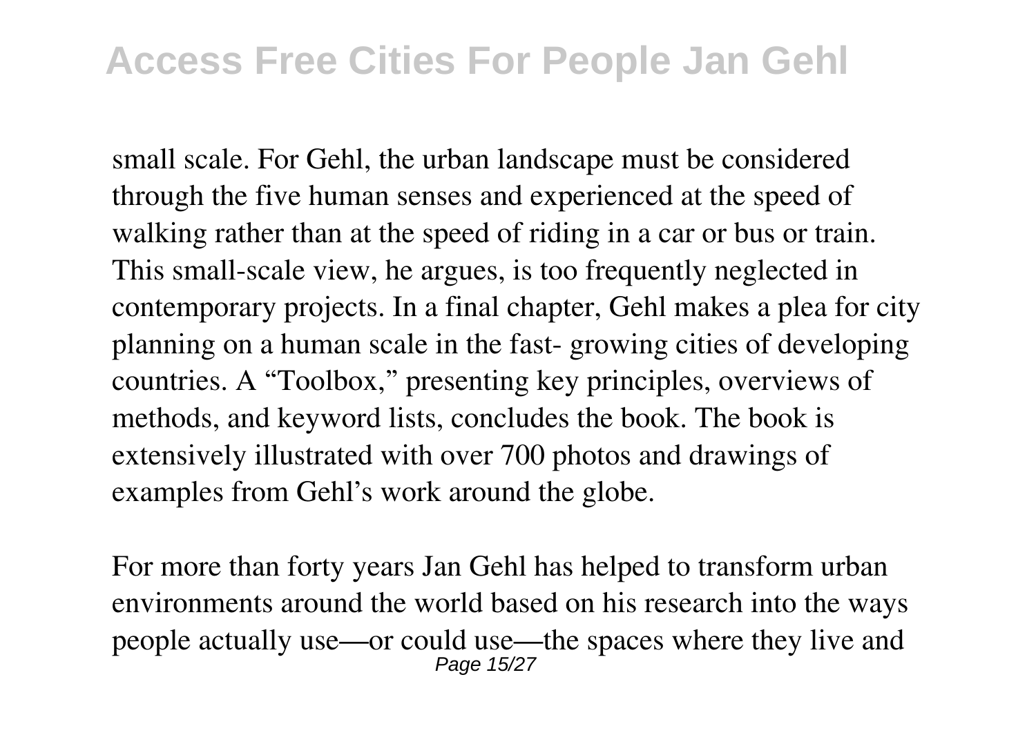small scale. For Gehl, the urban landscape must be considered through the five human senses and experienced at the speed of walking rather than at the speed of riding in a car or bus or train. This small-scale view, he argues, is too frequently neglected in contemporary projects. In a final chapter, Gehl makes a plea for city planning on a human scale in the fast- growing cities of developing countries. A "Toolbox," presenting key principles, overviews of methods, and keyword lists, concludes the book. The book is extensively illustrated with over 700 photos and drawings of examples from Gehl's work around the globe.

For more than forty years Jan Gehl has helped to transform urban environments around the world based on his research into the ways people actually use—or could use—the spaces where they live and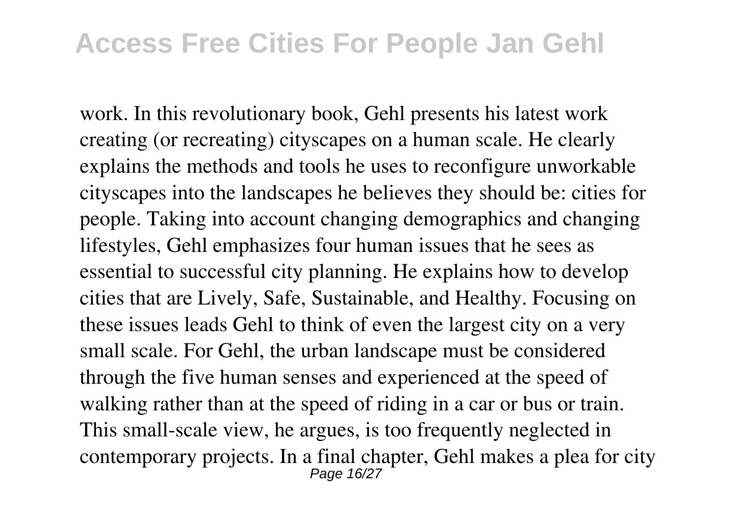work. In this revolutionary book, Gehl presents his latest work creating (or recreating) cityscapes on a human scale. He clearly explains the methods and tools he uses to reconfigure unworkable cityscapes into the landscapes he believes they should be: cities for people. Taking into account changing demographics and changing lifestyles, Gehl emphasizes four human issues that he sees as essential to successful city planning. He explains how to develop cities that are Lively, Safe, Sustainable, and Healthy. Focusing on these issues leads Gehl to think of even the largest city on a very small scale. For Gehl, the urban landscape must be considered through the five human senses and experienced at the speed of walking rather than at the speed of riding in a car or bus or train. This small-scale view, he argues, is too frequently neglected in contemporary projects. In a final chapter, Gehl makes a plea for city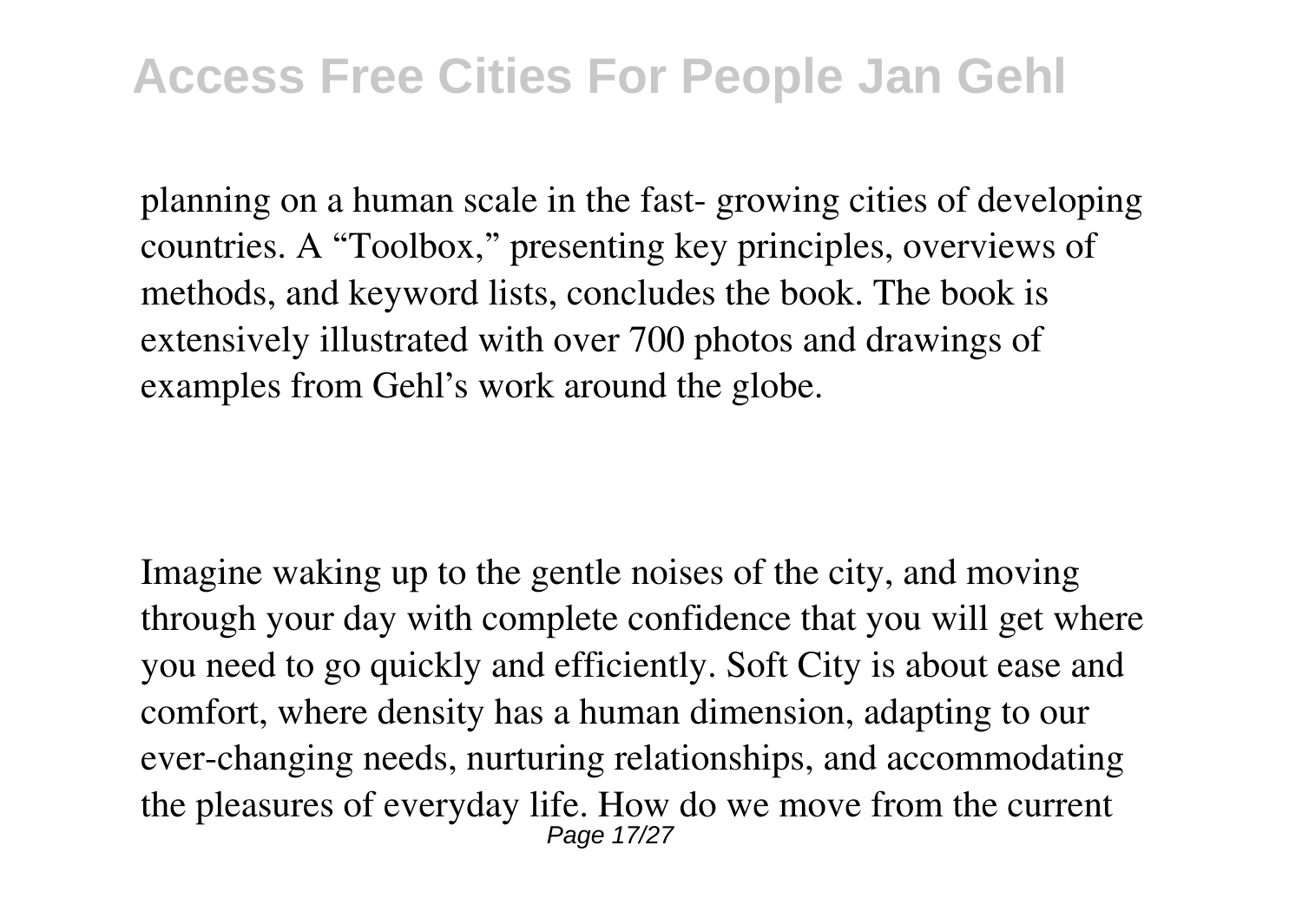planning on a human scale in the fast- growing cities of developing countries. A "Toolbox," presenting key principles, overviews of methods, and keyword lists, concludes the book. The book is extensively illustrated with over 700 photos and drawings of examples from Gehl's work around the globe.

Imagine waking up to the gentle noises of the city, and moving through your day with complete confidence that you will get where you need to go quickly and efficiently. Soft City is about ease and comfort, where density has a human dimension, adapting to our ever-changing needs, nurturing relationships, and accommodating the pleasures of everyday life. How do we move from the current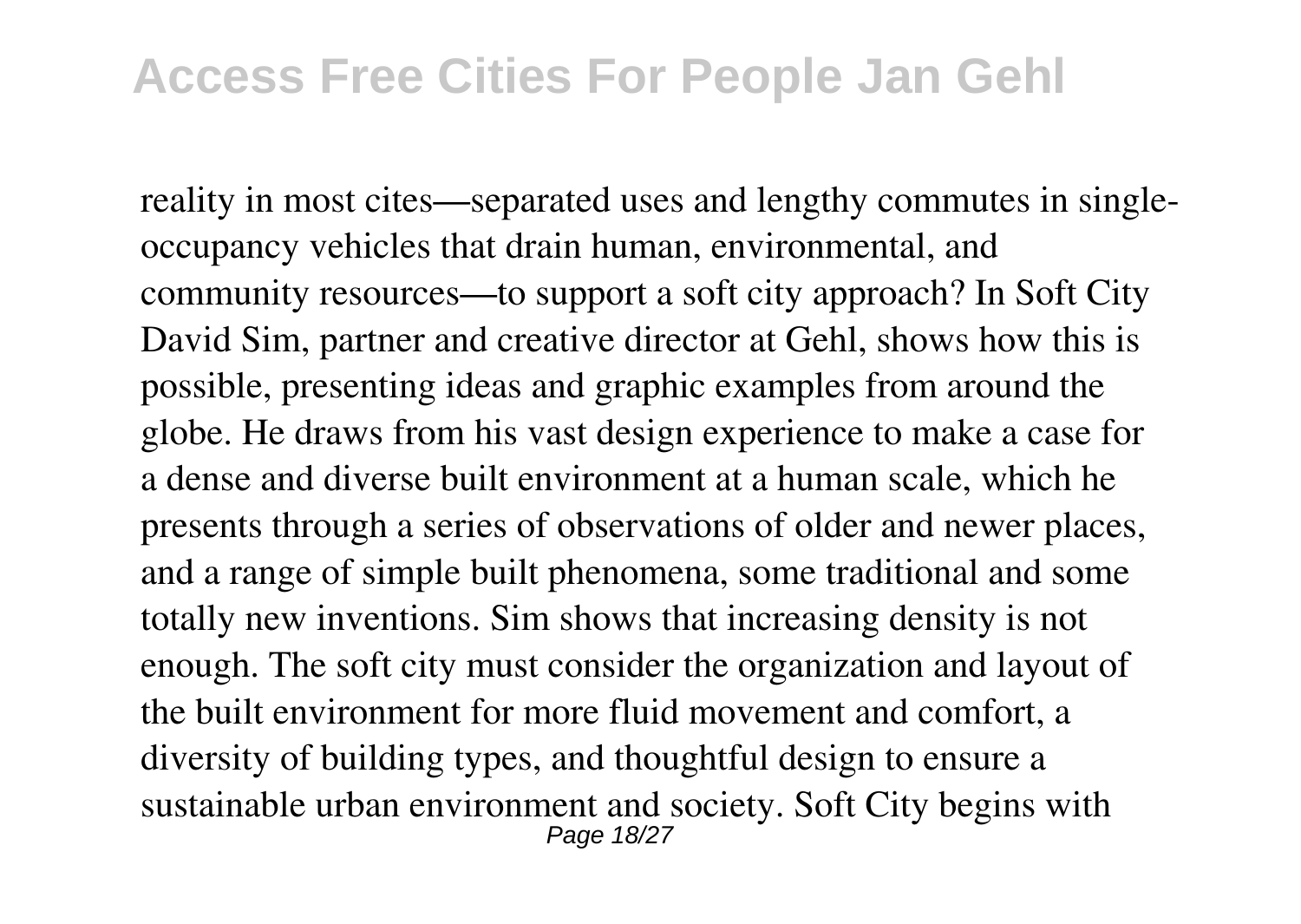reality in most cites—separated uses and lengthy commutes in single-occupancy vehicles that drain human, environmental, and community resources—to support a soft city approach? In Soft City David Sim, partner and creative director at Gehl, shows how this is possible, presenting ideas and graphic examples from around the globe. He draws from his vast design experience to make a case for a dense and diverse built environment at a human scale, which he presents through a series of observations of older and newer places, and a range of simple built phenomena, some traditional and some totally new inventions. Sim shows that increasing density is not enough. The soft city must consider the organization and layout of the built environment for more fluid movement and comfort, a diversity of building types, and thoughtful design to ensure a sustainable urban environment and society. Soft City begins with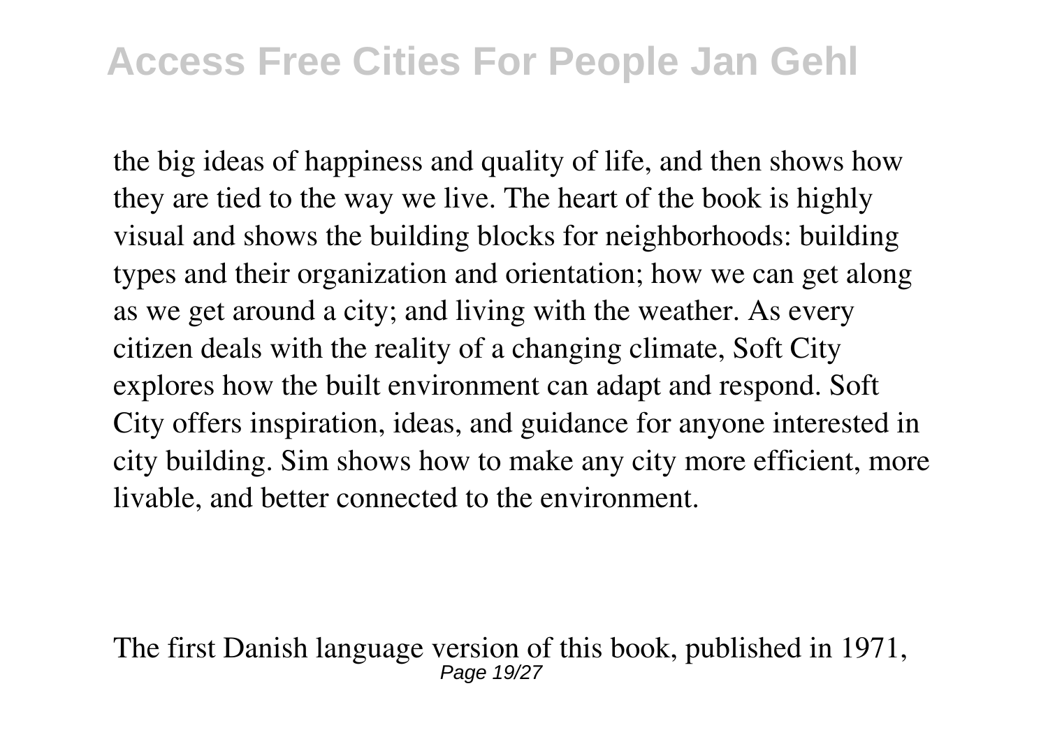the big ideas of happiness and quality of life, and then shows how they are tied to the way we live. The heart of the book is highly visual and shows the building blocks for neighborhoods: building types and their organization and orientation; how we can get along as we get around a city; and living with the weather. As every citizen deals with the reality of a changing climate, Soft City explores how the built environment can adapt and respond. Soft City offers inspiration, ideas, and guidance for anyone interested in city building. Sim shows how to make any city more efficient, more livable, and better connected to the environment.

The first Danish language version of this book, published in 1971,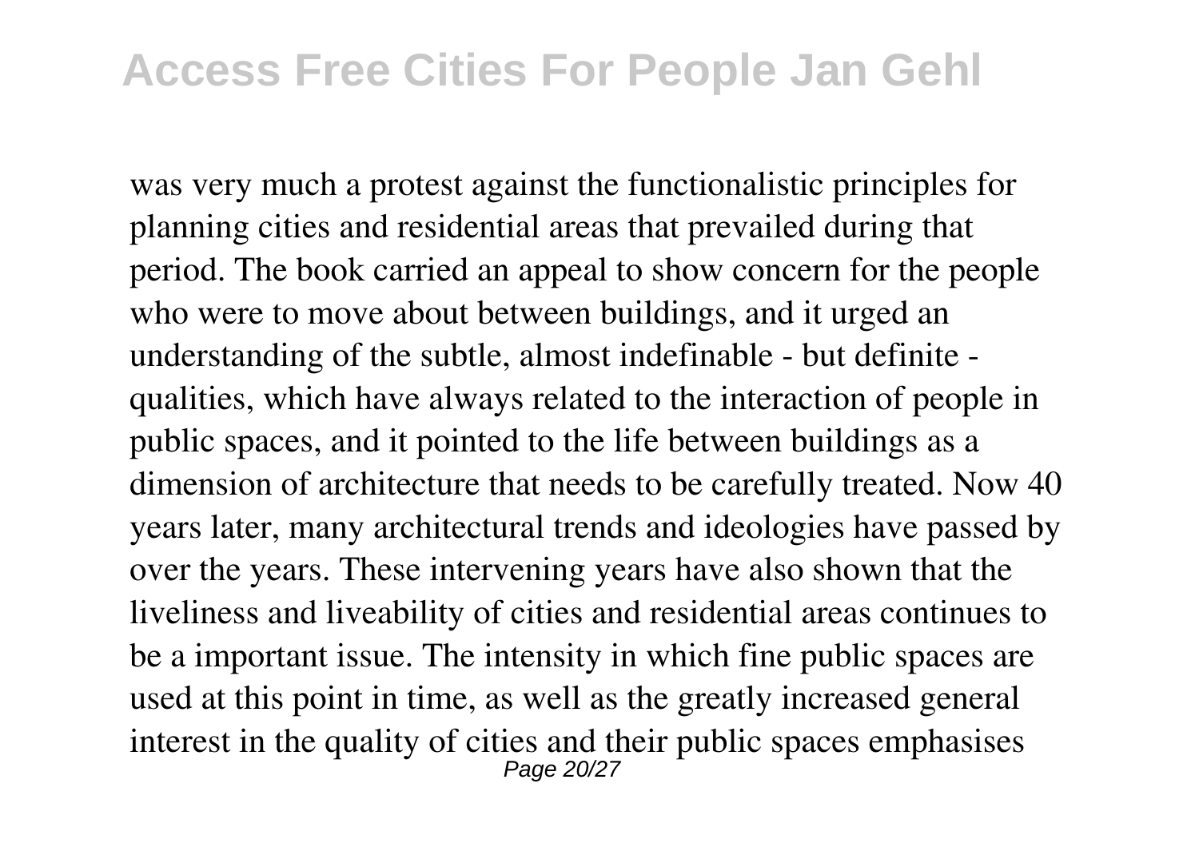was very much a protest against the functionalistic principles for planning cities and residential areas that prevailed during that period. The book carried an appeal to show concern for the people who were to move about between buildings, and it urged an understanding of the subtle, almost indefinable - but definite - qualities, which have always related to the interaction of people in public spaces, and it pointed to the life between buildings as a dimension of architecture that needs to be carefully treated. Now 40 years later, many architectural trends and ideologies have passed by over the years. These intervening years have also shown that the liveliness and liveability of cities and residential areas continues to be a important issue. The intensity in which fine public spaces are used at this point in time, as well as the greatly increased general interest in the quality of cities and their public spaces emphasises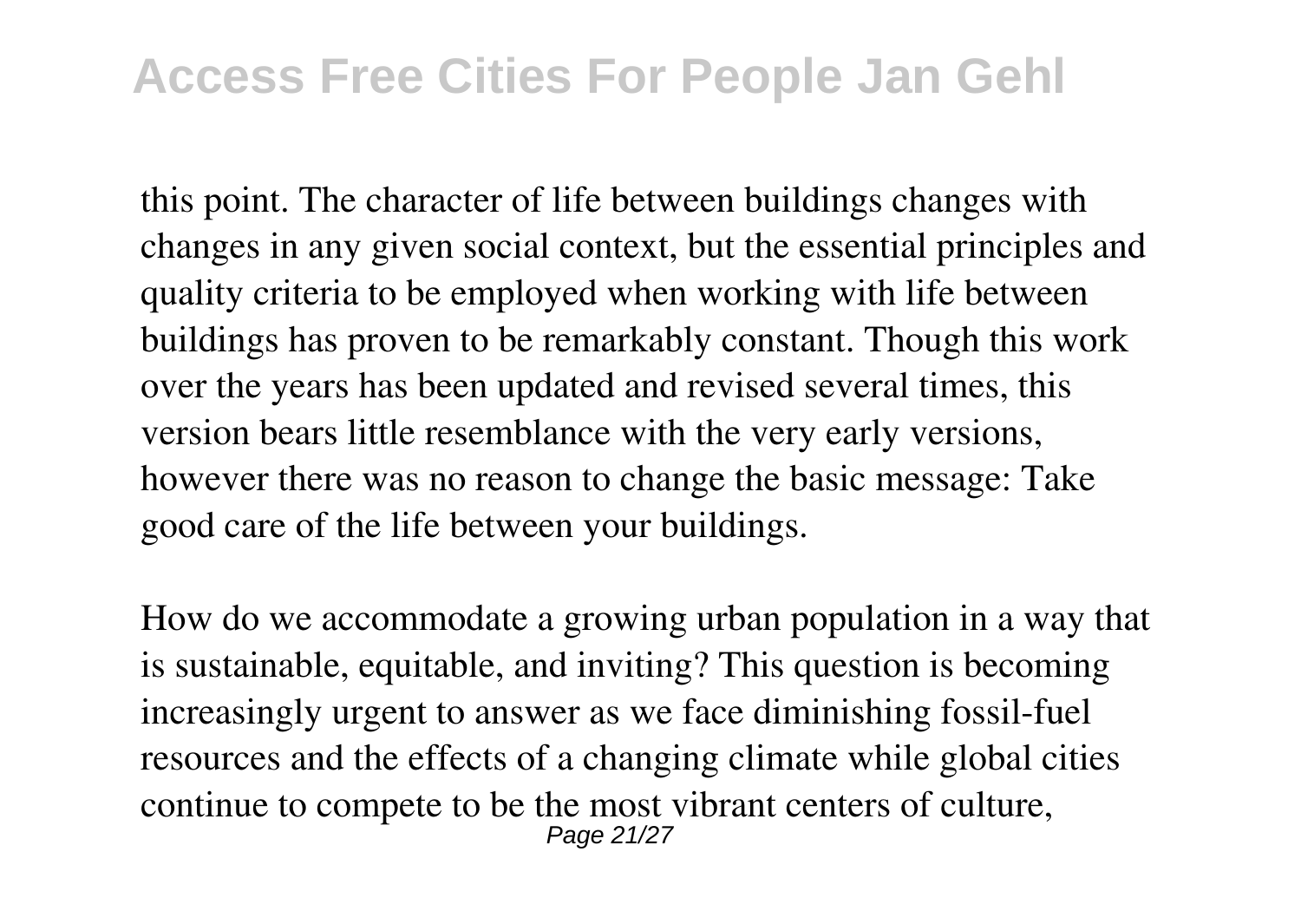this point. The character of life between buildings changes with changes in any given social context, but the essential principles and quality criteria to be employed when working with life between buildings has proven to be remarkably constant. Though this work over the years has been updated and revised several times, this version bears little resemblance with the very early versions, however there was no reason to change the basic message: Take good care of the life between your buildings.

How do we accommodate a growing urban population in a way that is sustainable, equitable, and inviting? This question is becoming increasingly urgent to answer as we face diminishing fossil-fuel resources and the effects of a changing climate while global cities continue to compete to be the most vibrant centers of culture,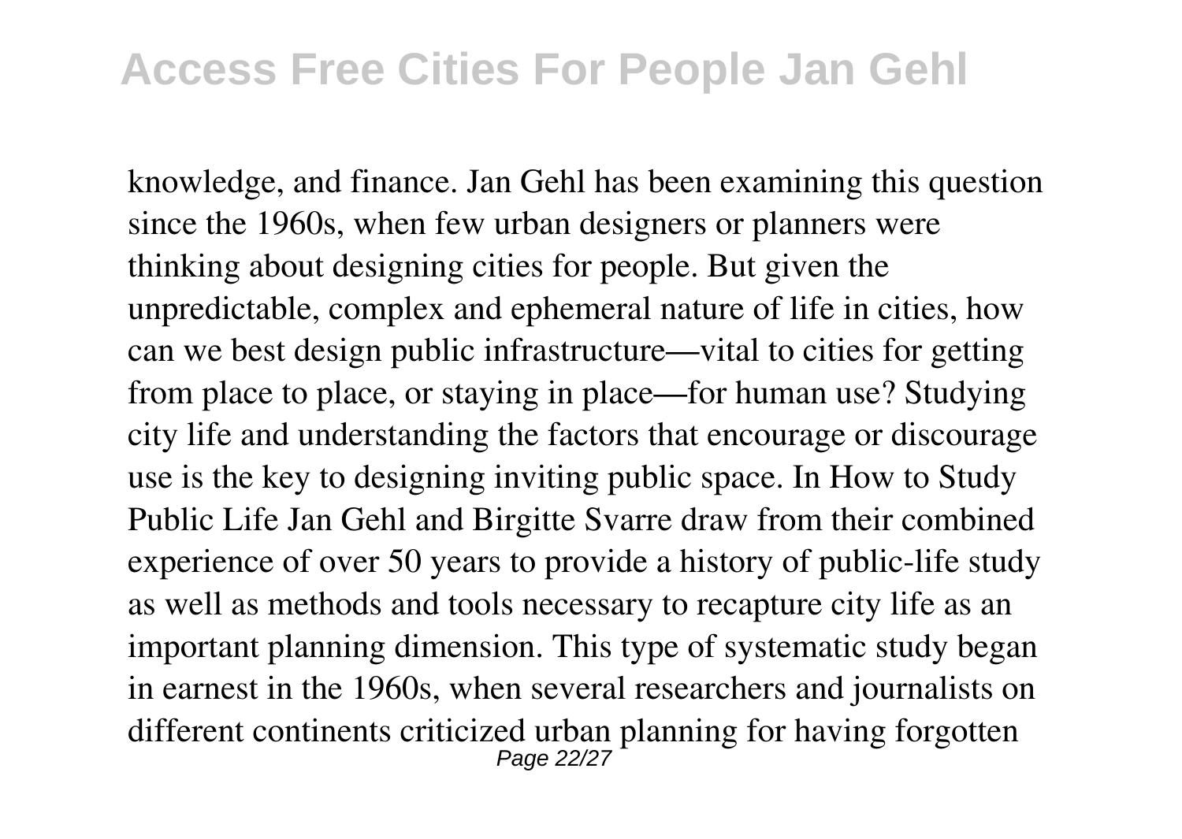knowledge, and finance. Jan Gehl has been examining this question since the 1960s, when few urban designers or planners were thinking about designing cities for people. But given the unpredictable, complex and ephemeral nature of life in cities, how can we best design public infrastructure—vital to cities for getting from place to place, or staying in place—for human use? Studying city life and understanding the factors that encourage or discourage use is the key to designing inviting public space. In How to Study Public Life Jan Gehl and Birgitte Svarre draw from their combined experience of over 50 years to provide a history of public-life study as well as methods and tools necessary to recapture city life as an important planning dimension. This type of systematic study began in earnest in the 1960s, when several researchers and journalists on different continents criticized urban planning for having forgotten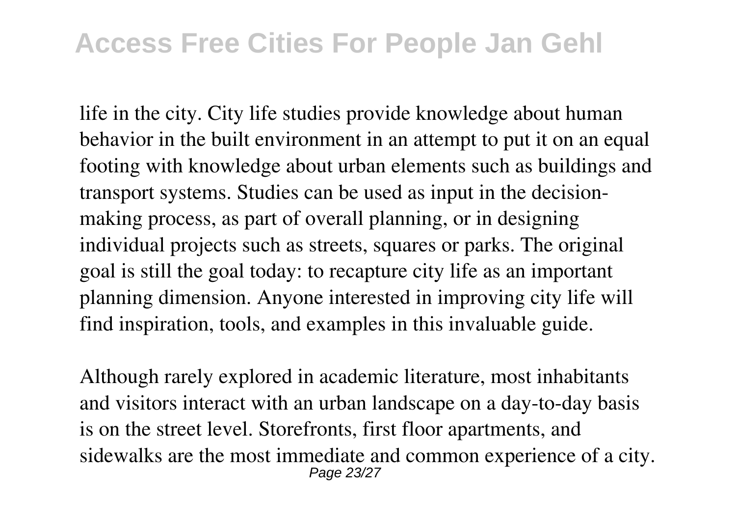life in the city. City life studies provide knowledge about human behavior in the built environment in an attempt to put it on an equal footing with knowledge about urban elements such as buildings and transport systems. Studies can be used as input in the decision-making process, as part of overall planning, or in designing individual projects such as streets, squares or parks. The original goal is still the goal today: to recapture city life as an important planning dimension. Anyone interested in improving city life will find inspiration, tools, and examples in this invaluable guide.

Although rarely explored in academic literature, most inhabitants and visitors interact with an urban landscape on a day-to-day basis is on the street level. Storefronts, first floor apartments, and sidewalks are the most immediate and common experience of a city.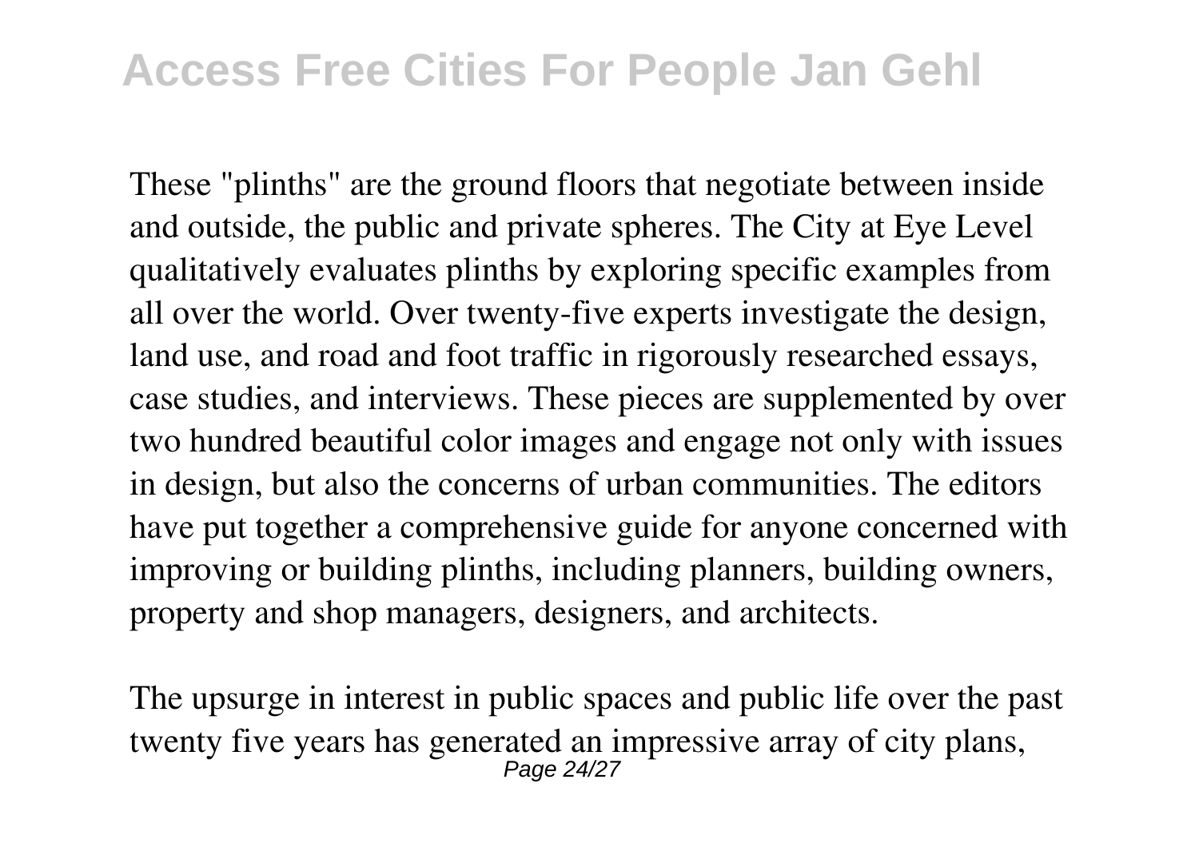These "plinths" are the ground floors that negotiate between inside and outside, the public and private spheres. The City at Eye Level qualitatively evaluates plinths by exploring specific examples from all over the world. Over twenty-five experts investigate the design, land use, and road and foot traffic in rigorously researched essays, case studies, and interviews. These pieces are supplemented by over two hundred beautiful color images and engage not only with issues in design, but also the concerns of urban communities. The editors have put together a comprehensive guide for anyone concerned with improving or building plinths, including planners, building owners, property and shop managers, designers, and architects.

The upsurge in interest in public spaces and public life over the past twenty five years has generated an impressive array of city plans,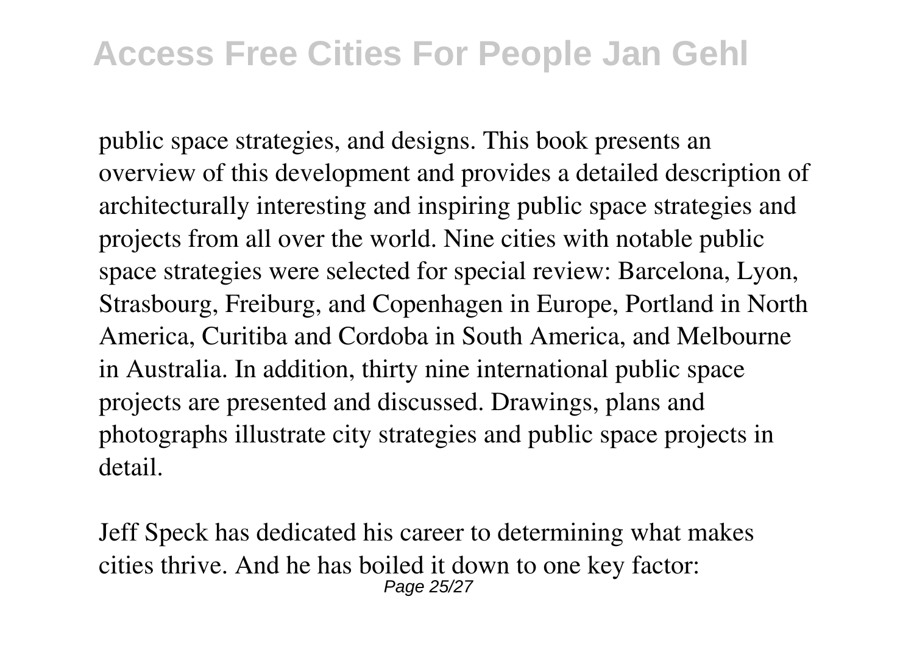public space strategies, and designs. This book presents an overview of this development and provides a detailed description of architecturally interesting and inspiring public space strategies and projects from all over the world. Nine cities with notable public space strategies were selected for special review: Barcelona, Lyon, Strasbourg, Freiburg, and Copenhagen in Europe, Portland in North America, Curitiba and Cordoba in South America, and Melbourne in Australia. In addition, thirty nine international public space projects are presented and discussed. Drawings, plans and photographs illustrate city strategies and public space projects in detail.

Jeff Speck has dedicated his career to determining what makes cities thrive. And he has boiled it down to one key factor: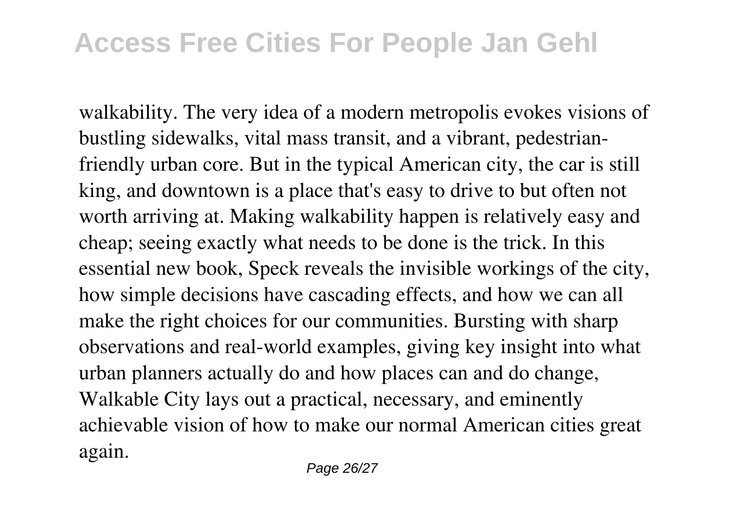walkability. The very idea of a modern metropolis evokes visions of bustling sidewalks, vital mass transit, and a vibrant, pedestrian-friendly urban core. But in the typical American city, the car is still king, and downtown is a place that's easy to drive to but often not worth arriving at. Making walkability happen is relatively easy and cheap; seeing exactly what needs to be done is the trick. In this essential new book, Speck reveals the invisible workings of the city, how simple decisions have cascading effects, and how we can all make the right choices for our communities. Bursting with sharp observations and real-world examples, giving key insight into what urban planners actually do and how places can and do change, Walkable City lays out a practical, necessary, and eminently achievable vision of how to make our normal American cities great again.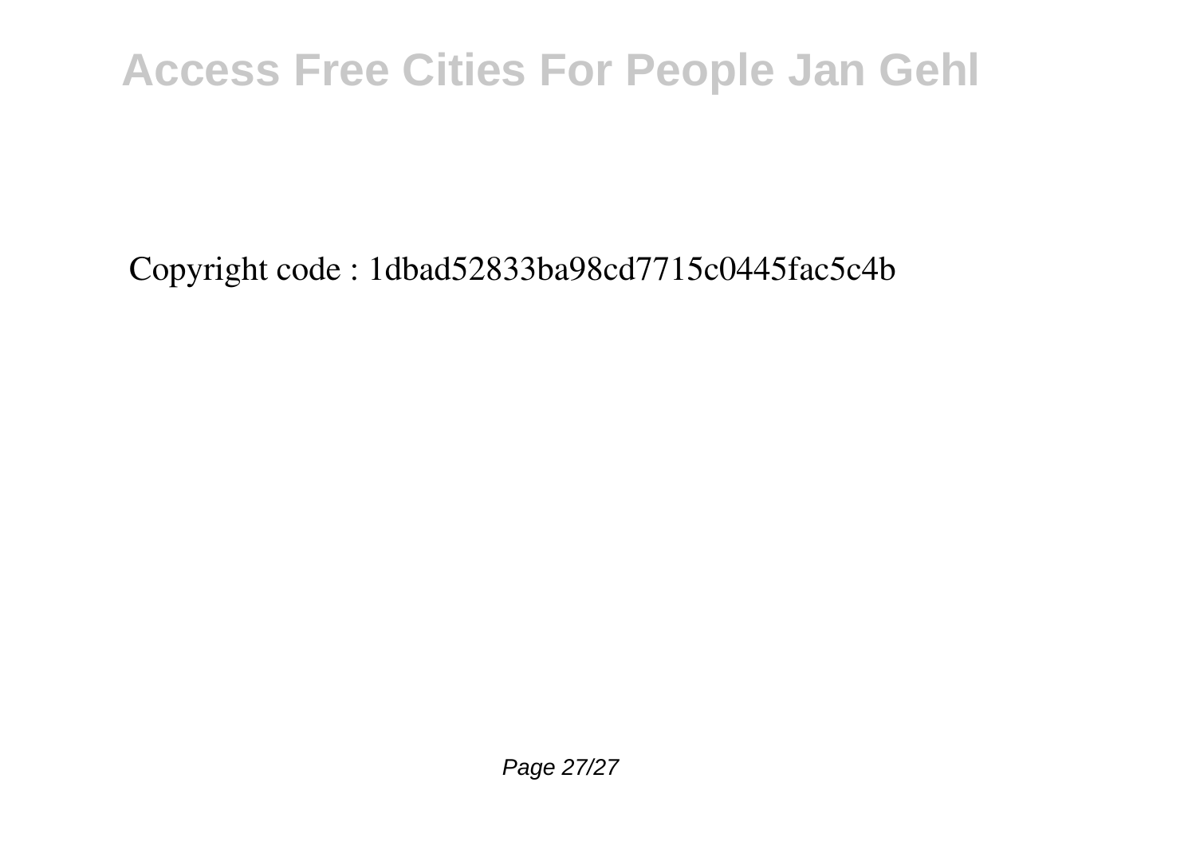Copyright code : 1dbad52833ba98cd7715c0445fac5c4b